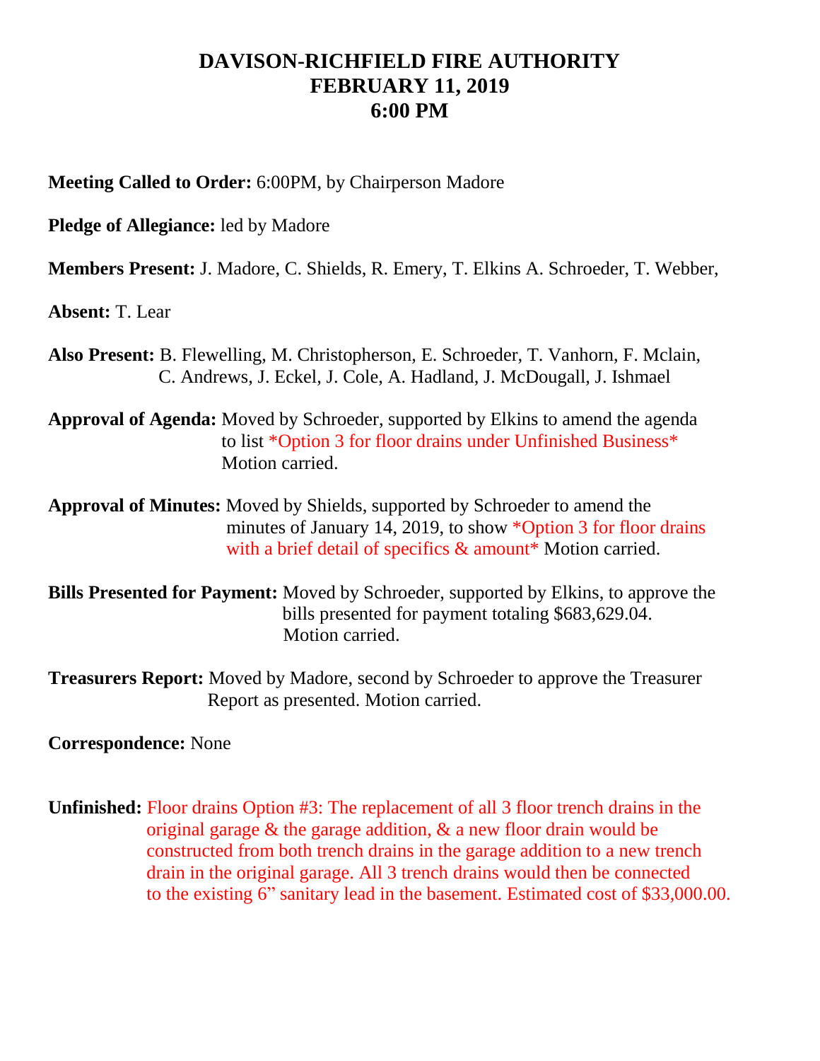# DAVISON-RICHFIELD FIRE AUTHORITY
# FEBRUARY 11, 2019
# 6:00 PM

**Meeting Called to Order:** 6:00PM, by Chairperson Madore

**Pledge of Allegiance:** led by Madore

**Members Present:** J. Madore, C. Shields, R. Emery, T. Elkins A. Schroeder, T. Webber,

**Absent:** T. Lear

**Also Present:** B. Flewelling, M. Christopherson, E. Schroeder, T. Vanhorn, F. Mclain, C. Andrews, J. Eckel, J. Cole, A. Hadland, J. McDougall, J. Ishmael

**Approval of Agenda:** Moved by Schroeder, supported by Elkins to amend the agenda to list *Option 3 for floor drains under Unfinished Business* Motion carried.

**Approval of Minutes:** Moved by Shields, supported by Schroeder to amend the minutes of January 14, 2019, to show *Option 3 for floor drains with a brief detail of specifics & amount* Motion carried.

**Bills Presented for Payment:** Moved by Schroeder, supported by Elkins, to approve the bills presented for payment totaling $683,629.04. Motion carried.

**Treasurers Report:** Moved by Madore, second by Schroeder to approve the Treasurer Report as presented. Motion carried.

**Correspondence:** None

**Unfinished:** Floor drains Option #3: The replacement of all 3 floor trench drains in the original garage & the garage addition, & a new floor drain would be constructed from both trench drains in the garage addition to a new trench drain in the original garage. All 3 trench drains would then be connected to the existing 6" sanitary lead in the basement. Estimated cost of $33,000.00.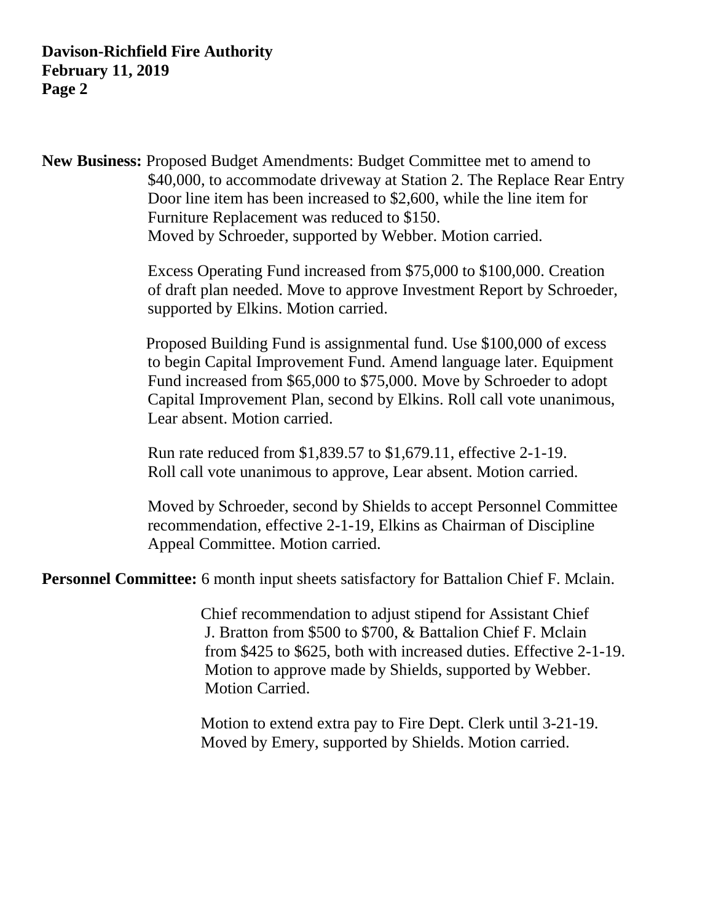**New Business:** Proposed Budget Amendments: Budget Committee met to amend to $40,000, to accommodate driveway at Station 2. The Replace Rear Entry Door line item has been increased to $2,600, while the line item for Furniture Replacement was reduced to $150.
Moved by Schroeder, supported by Webber. Motion carried.

Excess Operating Fund increased from $75,000 to $100,000. Creation of draft plan needed. Move to approve Investment Report by Schroeder, supported by Elkins. Motion carried.

Proposed Building Fund is assignmental fund. Use $100,000 of excess to begin Capital Improvement Fund. Amend language later. Equipment Fund increased from $65,000 to $75,000. Move by Schroeder to adopt Capital Improvement Plan, second by Elkins. Roll call vote unanimous, Lear absent. Motion carried.

Run rate reduced from $1,839.57 to $1,679.11, effective 2-1-19.
Roll call vote unanimous to approve, Lear absent. Motion carried.

Moved by Schroeder, second by Shields to accept Personnel Committee recommendation, effective 2-1-19, Elkins as Chairman of Discipline Appeal Committee. Motion carried.

**Personnel Committee:** 6 month input sheets satisfactory for Battalion Chief F. Mclain.

Chief recommendation to adjust stipend for Assistant Chief J. Bratton from $500 to $700, & Battalion Chief F. Mclain from $425 to $625, both with increased duties. Effective 2-1-19.
Motion to approve made by Shields, supported by Webber.
Motion Carried.

Motion to extend extra pay to Fire Dept. Clerk until 3-21-19.
Moved by Emery, supported by Shields. Motion carried.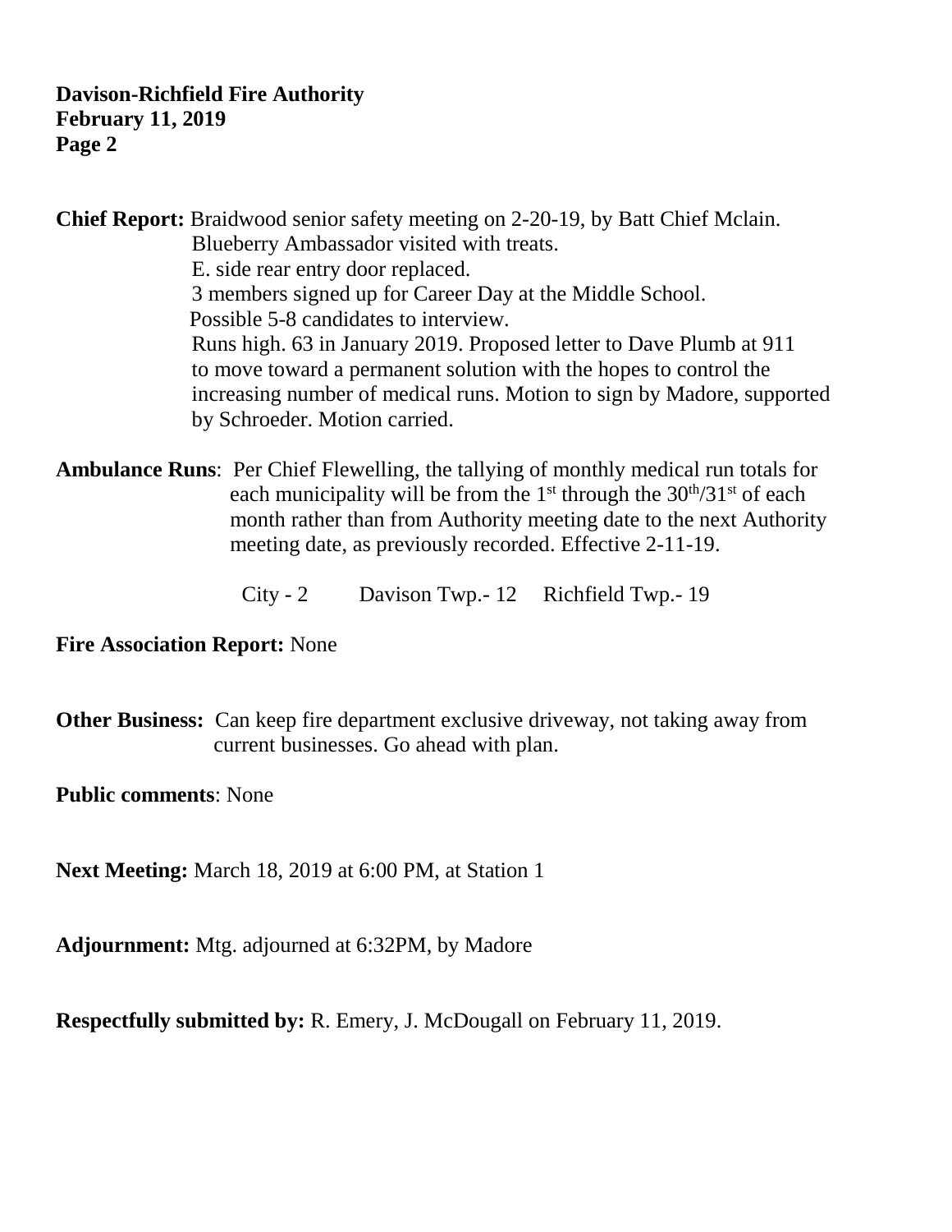**Chief Report:** Braidwood senior safety meeting on 2-20-19, by Batt Chief Mclain.
Blueberry Ambassador visited with treats.
E. side rear entry door replaced.
3 members signed up for Career Day at the Middle School.
Possible 5-8 candidates to interview.
Runs high. 63 in January 2019. Proposed letter to Dave Plumb at 911 to move toward a permanent solution with the hopes to control the increasing number of medical runs. Motion to sign by Madore, supported by Schroeder. Motion carried.

**Ambulance Runs**: Per Chief Flewelling, the tallying of monthly medical run totals for each municipality will be from the 1st through the 30th/31st of each month rather than from Authority meeting date to the next Authority meeting date, as previously recorded. Effective 2-11-19.

City - 2 Davison Twp.- 12 Richfield Twp.- 19

**Fire Association Report:** None

**Other Business:** Can keep fire department exclusive driveway, not taking away from current businesses. Go ahead with plan.

**Public comments**: None

**Next Meeting:** March 18, 2019 at 6:00 PM, at Station 1

**Adjournment:** Mtg. adjourned at 6:32PM, by Madore

**Respectfully submitted by:** R. Emery, J. McDougall on February 11, 2019.